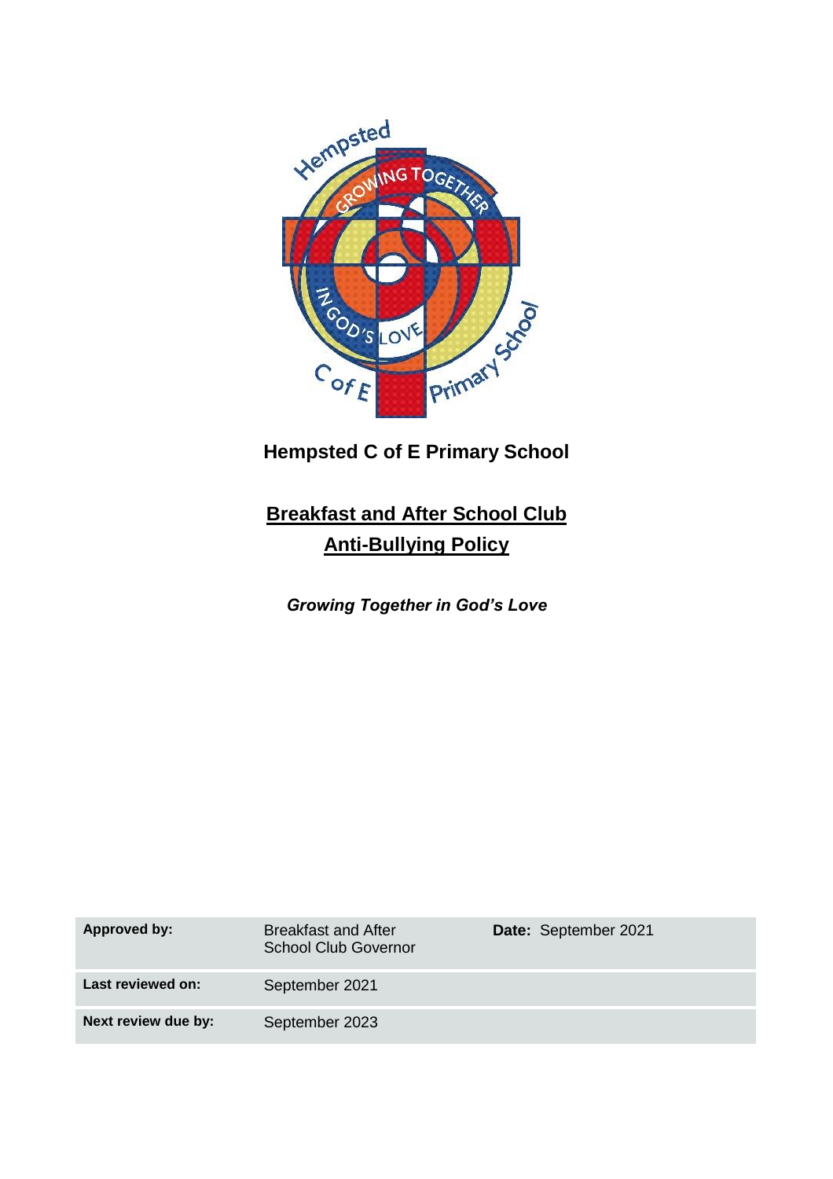**Hempsted C of E Primary School**

# Breakfast and After School Club Anti-Bullying Policy

***Growing Together in God's Love***

| | | |
|---|---|---|
| **Approved by:** | Breakfast and After School Club Governor | **Date:** September 2021 |
| **Last reviewed on:** | September 2021 | |
| **Next review due by:** | September 2023 | |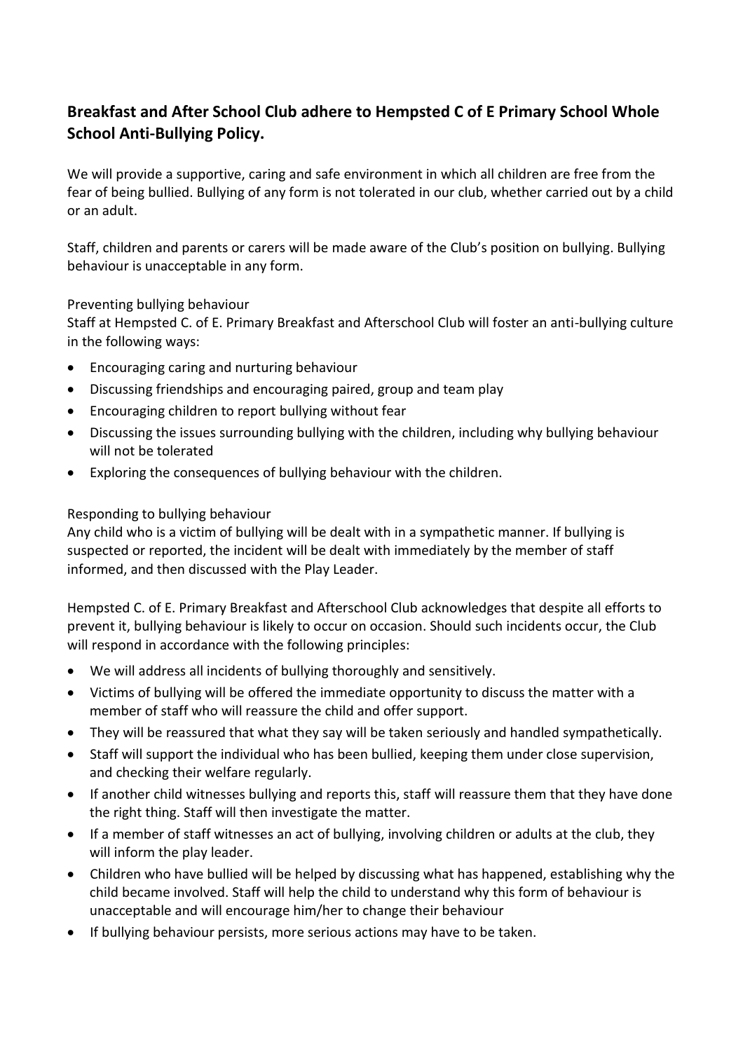**Breakfast and After School Club adhere to Hempsted C of E Primary School Whole School Anti-Bullying Policy.**

We will provide a supportive, caring and safe environment in which all children are free from the fear of being bullied. Bullying of any form is not tolerated in our club, whether carried out by a child or an adult.

Staff, children and parents or carers will be made aware of the Club's position on bullying. Bullying behaviour is unacceptable in any form.

Preventing bullying behaviour

Staff at Hempsted C. of E. Primary Breakfast and Afterschool Club will foster an anti-bullying culture in the following ways:

- Encouraging caring and nurturing behaviour
- Discussing friendships and encouraging paired, group and team play
- Encouraging children to report bullying without fear
- Discussing the issues surrounding bullying with the children, including why bullying behaviour will not be tolerated
- Exploring the consequences of bullying behaviour with the children.

Responding to bullying behaviour

Any child who is a victim of bullying will be dealt with in a sympathetic manner. If bullying is suspected or reported, the incident will be dealt with immediately by the member of staff informed, and then discussed with the Play Leader.

Hempsted C. of E. Primary Breakfast and Afterschool Club acknowledges that despite all efforts to prevent it, bullying behaviour is likely to occur on occasion. Should such incidents occur, the Club will respond in accordance with the following principles:

- We will address all incidents of bullying thoroughly and sensitively.
- Victims of bullying will be offered the immediate opportunity to discuss the matter with a member of staff who will reassure the child and offer support.
- They will be reassured that what they say will be taken seriously and handled sympathetically.
- Staff will support the individual who has been bullied, keeping them under close supervision, and checking their welfare regularly.
- If another child witnesses bullying and reports this, staff will reassure them that they have done the right thing. Staff will then investigate the matter.
- If a member of staff witnesses an act of bullying, involving children or adults at the club, they will inform the play leader.
- Children who have bullied will be helped by discussing what has happened, establishing why the child became involved. Staff will help the child to understand why this form of behaviour is unacceptable and will encourage him/her to change their behaviour
- If bullying behaviour persists, more serious actions may have to be taken.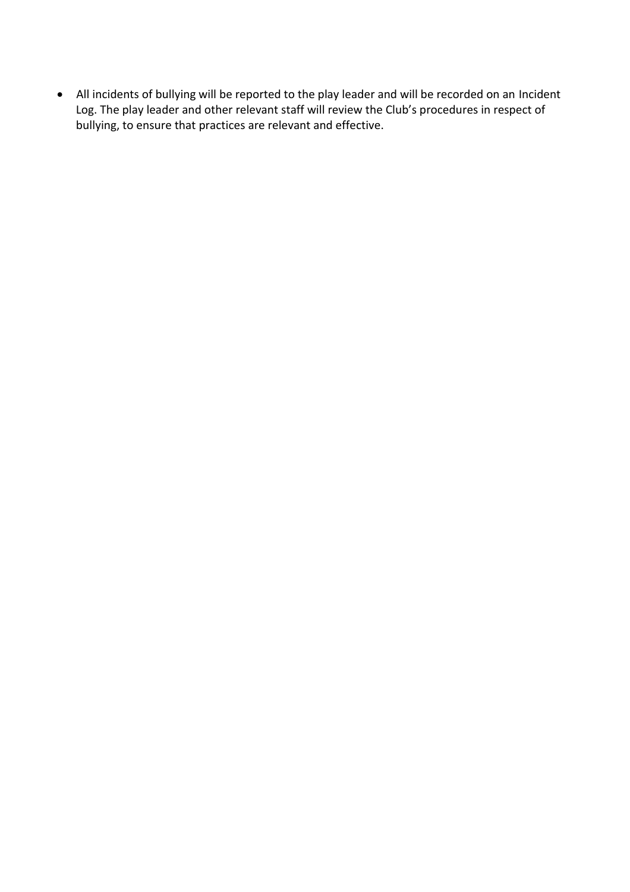- All incidents of bullying will be reported to the play leader and will be recorded on an Incident Log. The play leader and other relevant staff will review the Club's procedures in respect of bullying, to ensure that practices are relevant and effective.